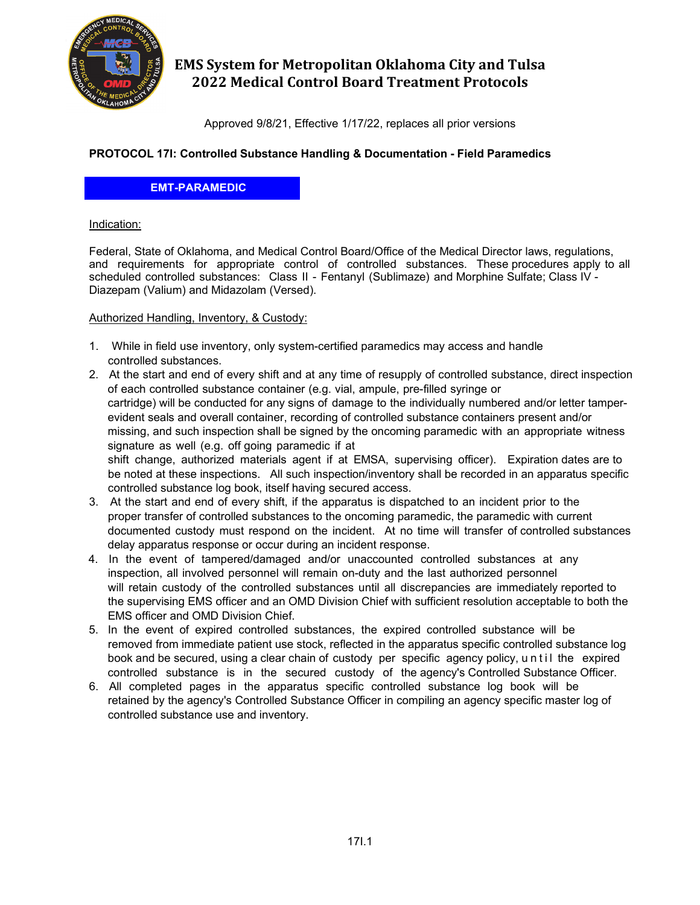# EMS System for Metropolitan Oklahoma City and Tulsa
# 2022 Medical Control Board Treatment Protocols

Approved 9/8/21, Effective 1/17/22, replaces all prior versions

**PROTOCOL 17I: Controlled Substance Handling & Documentation - Field Paramedics**

**EMT-PARAMEDIC**

Indication:

Federal, State of Oklahoma, and Medical Control Board/Office of the Medical Director laws, regulations, and requirements for appropriate control of controlled substances. These procedures apply to all scheduled controlled substances: Class II - Fentanyl (Sublimaze) and Morphine Sulfate; Class IV - Diazepam (Valium) and Midazolam (Versed).

Authorized Handling, Inventory, & Custody:

1. While in field use inventory, only system-certified paramedics may access and handle controlled substances.
2. At the start and end of every shift and at any time of resupply of controlled substance, direct inspection of each controlled substance container (e.g. vial, ampule, pre-filled syringe or cartridge) will be conducted for any signs of damage to the individually numbered and/or letter tamper-evident seals and overall container, recording of controlled substance containers present and/or missing, and such inspection shall be signed by the oncoming paramedic with an appropriate witness signature as well (e.g. off going paramedic if at shift change, authorized materials agent if at EMSA, supervising officer). Expiration dates are to be noted at these inspections. All such inspection/inventory shall be recorded in an apparatus specific controlled substance log book, itself having secured access.
3. At the start and end of every shift, if the apparatus is dispatched to an incident prior to the proper transfer of controlled substances to the oncoming paramedic, the paramedic with current documented custody must respond on the incident. At no time will transfer of controlled substances delay apparatus response or occur during an incident response.
4. In the event of tampered/damaged and/or unaccounted controlled substances at any inspection, all involved personnel will remain on-duty and the last authorized personnel will retain custody of the controlled substances until all discrepancies are immediately reported to the supervising EMS officer and an OMD Division Chief with sufficient resolution acceptable to both the EMS officer and OMD Division Chief.
5. In the event of expired controlled substances, the expired controlled substance will be removed from immediate patient use stock, reflected in the apparatus specific controlled substance log book and be secured, using a clear chain of custody per specific agency policy, until the expired controlled substance is in the secured custody of the agency's Controlled Substance Officer.
6. All completed pages in the apparatus specific controlled substance log book will be retained by the agency's Controlled Substance Officer in compiling an agency specific master log of controlled substance use and inventory.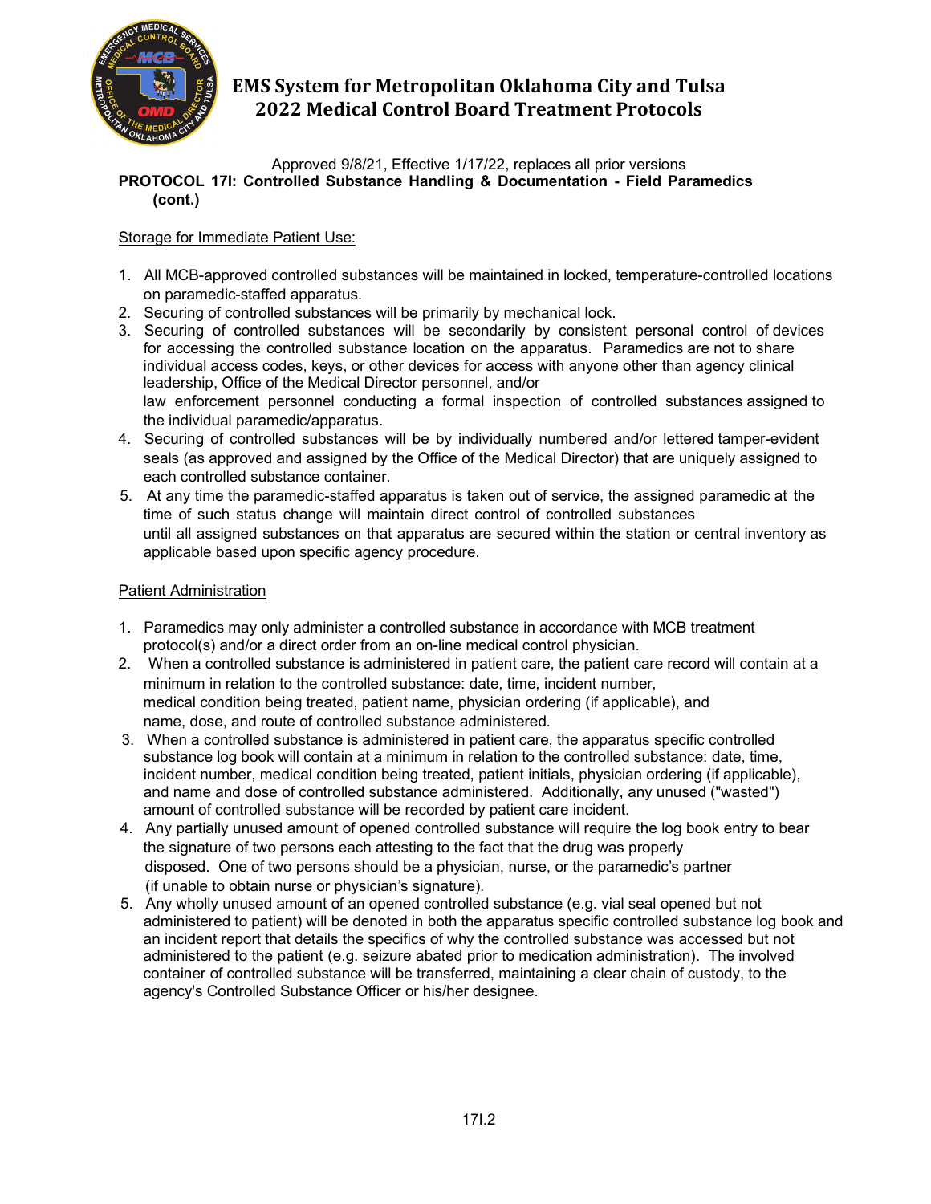# EMS System for Metropolitan Oklahoma City and Tulsa
## 2022 Medical Control Board Treatment Protocols

Approved 9/8/21, Effective 1/17/22, replaces all prior versions

**PROTOCOL 17I: Controlled Substance Handling & Documentation - Field Paramedics (cont.)**

Storage for Immediate Patient Use:

1. All MCB-approved controlled substances will be maintained in locked, temperature-controlled locations on paramedic-staffed apparatus.
2. Securing of controlled substances will be primarily by mechanical lock.
3. Securing of controlled substances will be secondarily by consistent personal control of devices for accessing the controlled substance location on the apparatus. Paramedics are not to share individual access codes, keys, or other devices for access with anyone other than agency clinical leadership, Office of the Medical Director personnel, and/or law enforcement personnel conducting a formal inspection of controlled substances assigned to the individual paramedic/apparatus.
4. Securing of controlled substances will be by individually numbered and/or lettered tamper-evident seals (as approved and assigned by the Office of the Medical Director) that are uniquely assigned to each controlled substance container.
5. At any time the paramedic-staffed apparatus is taken out of service, the assigned paramedic at the time of such status change will maintain direct control of controlled substances until all assigned substances on that apparatus are secured within the station or central inventory as applicable based upon specific agency procedure.

Patient Administration

1. Paramedics may only administer a controlled substance in accordance with MCB treatment protocol(s) and/or a direct order from an on-line medical control physician.
2. When a controlled substance is administered in patient care, the patient care record will contain at a minimum in relation to the controlled substance: date, time, incident number, medical condition being treated, patient name, physician ordering (if applicable), and name, dose, and route of controlled substance administered.
3. When a controlled substance is administered in patient care, the apparatus specific controlled substance log book will contain at a minimum in relation to the controlled substance: date, time, incident number, medical condition being treated, patient initials, physician ordering (if applicable), and name and dose of controlled substance administered. Additionally, any unused ("wasted") amount of controlled substance will be recorded by patient care incident.
4. Any partially unused amount of opened controlled substance will require the log book entry to bear the signature of two persons each attesting to the fact that the drug was properly disposed. One of two persons should be a physician, nurse, or the paramedic's partner (if unable to obtain nurse or physician's signature).
5. Any wholly unused amount of an opened controlled substance (e.g. vial seal opened but not administered to patient) will be denoted in both the apparatus specific controlled substance log book and an incident report that details the specifics of why the controlled substance was accessed but not administered to the patient (e.g. seizure abated prior to medication administration). The involved container of controlled substance will be transferred, maintaining a clear chain of custody, to the agency's Controlled Substance Officer or his/her designee.